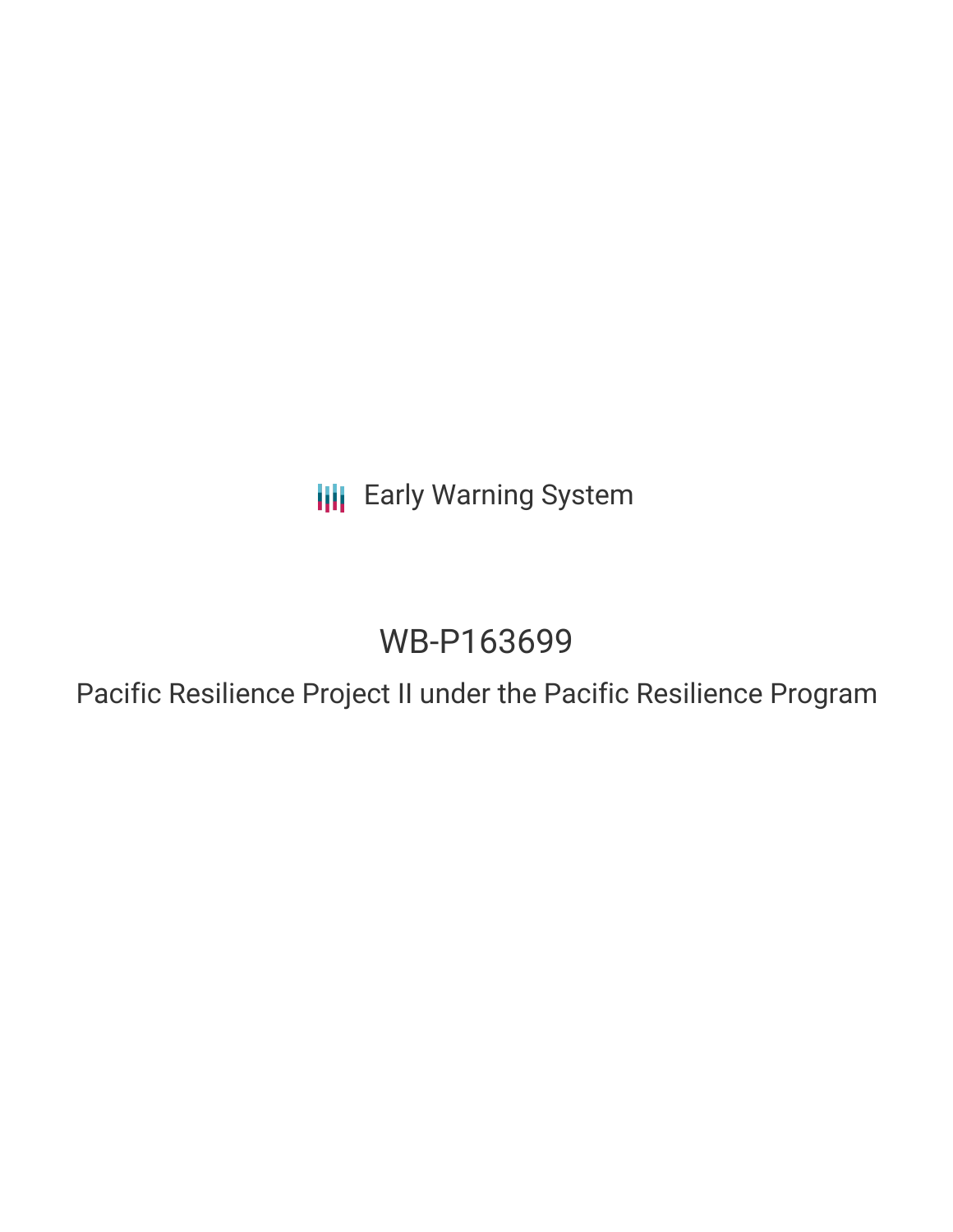Early Warning System

# WB-P163699

## Pacific Resilience Project II under the Pacific Resilience Program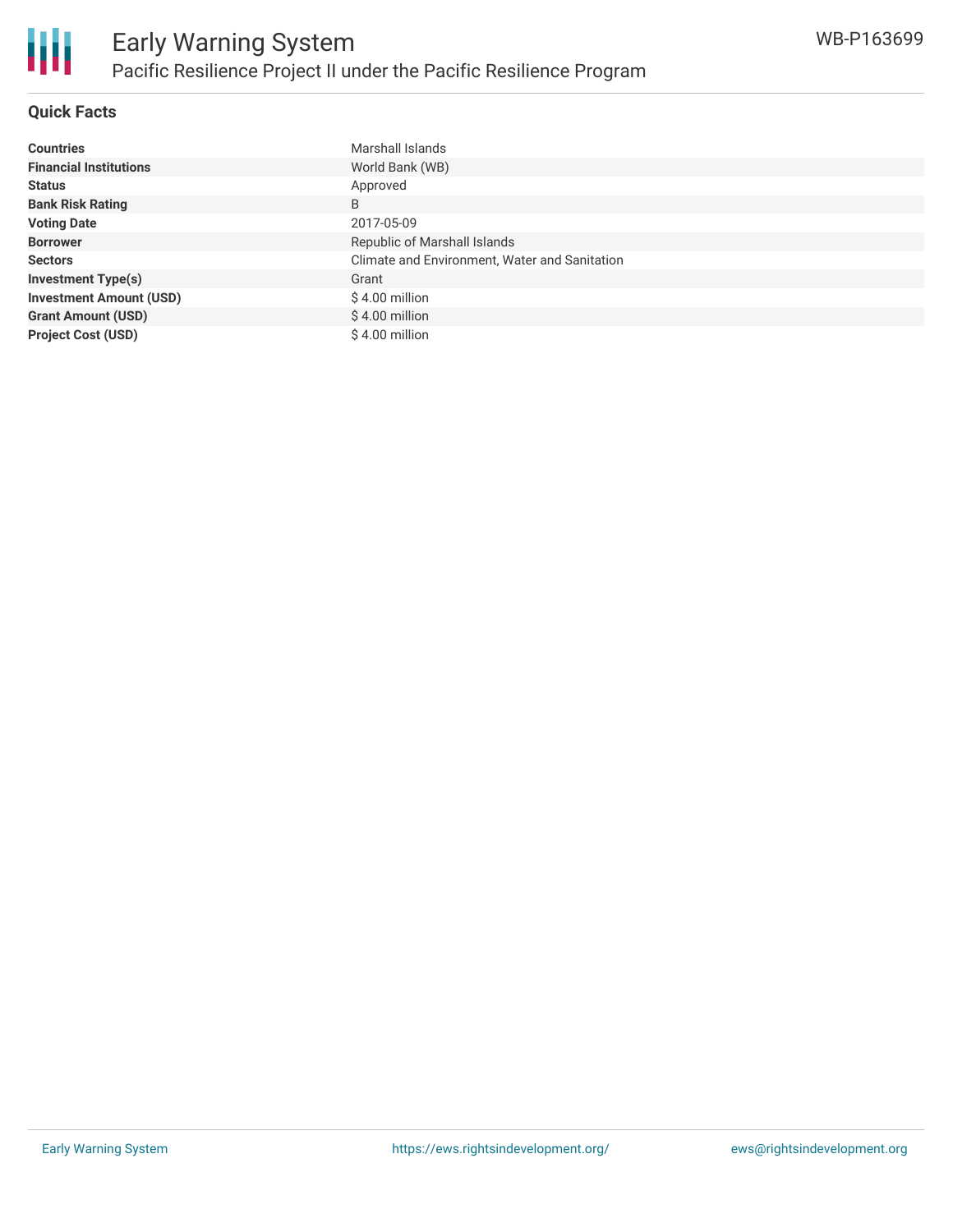## Quick Facts

| | |
|---|---|
| **Countries** | Marshall Islands |
| **Financial Institutions** | World Bank (WB) |
| **Status** | Approved |
| **Bank Risk Rating** | B |
| **Voting Date** | 2017-05-09 |
| **Borrower** | Republic of Marshall Islands |
| **Sectors** | Climate and Environment, Water and Sanitation |
| **Investment Type(s)** | Grant |
| **Investment Amount (USD)** | $ 4.00 million |
| **Grant Amount (USD)** | $ 4.00 million |
| **Project Cost (USD)** | $ 4.00 million |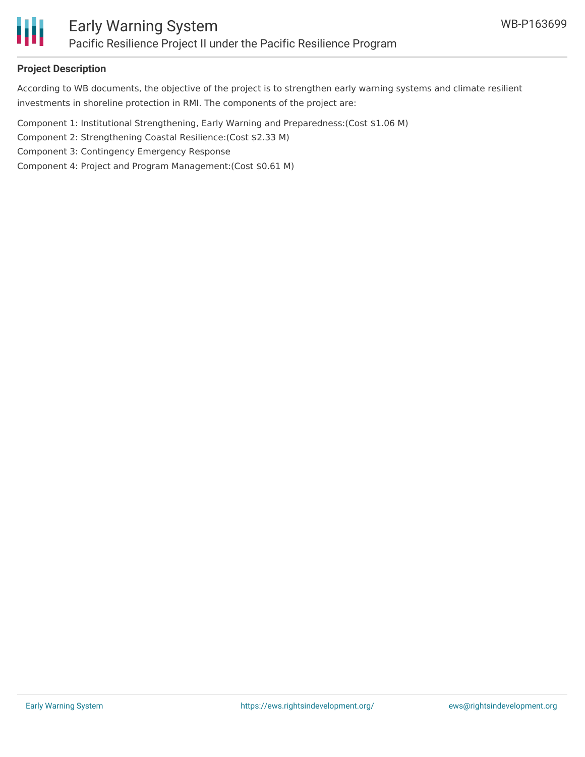**Project Description**

According to WB documents, the objective of the project is to strengthen early warning systems and climate resilient investments in shoreline protection in RMI. The components of the project are:

Component 1: Institutional Strengthening, Early Warning and Preparedness:(Cost $1.06 M)
Component 2: Strengthening Coastal Resilience:(Cost $2.33 M)
Component 3: Contingency Emergency Response
Component 4: Project and Program Management:(Cost $0.61 M)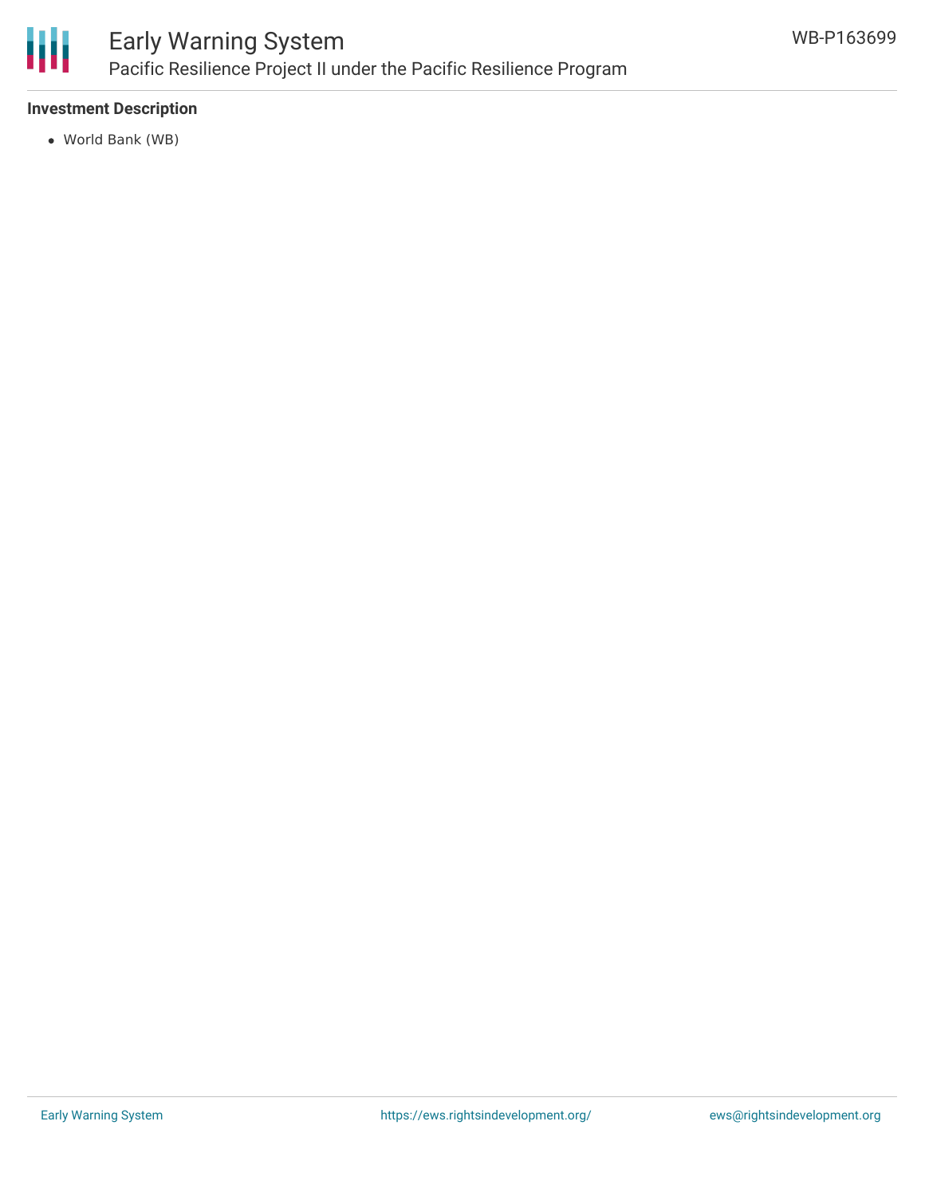### Investment Description

- World Bank (WB)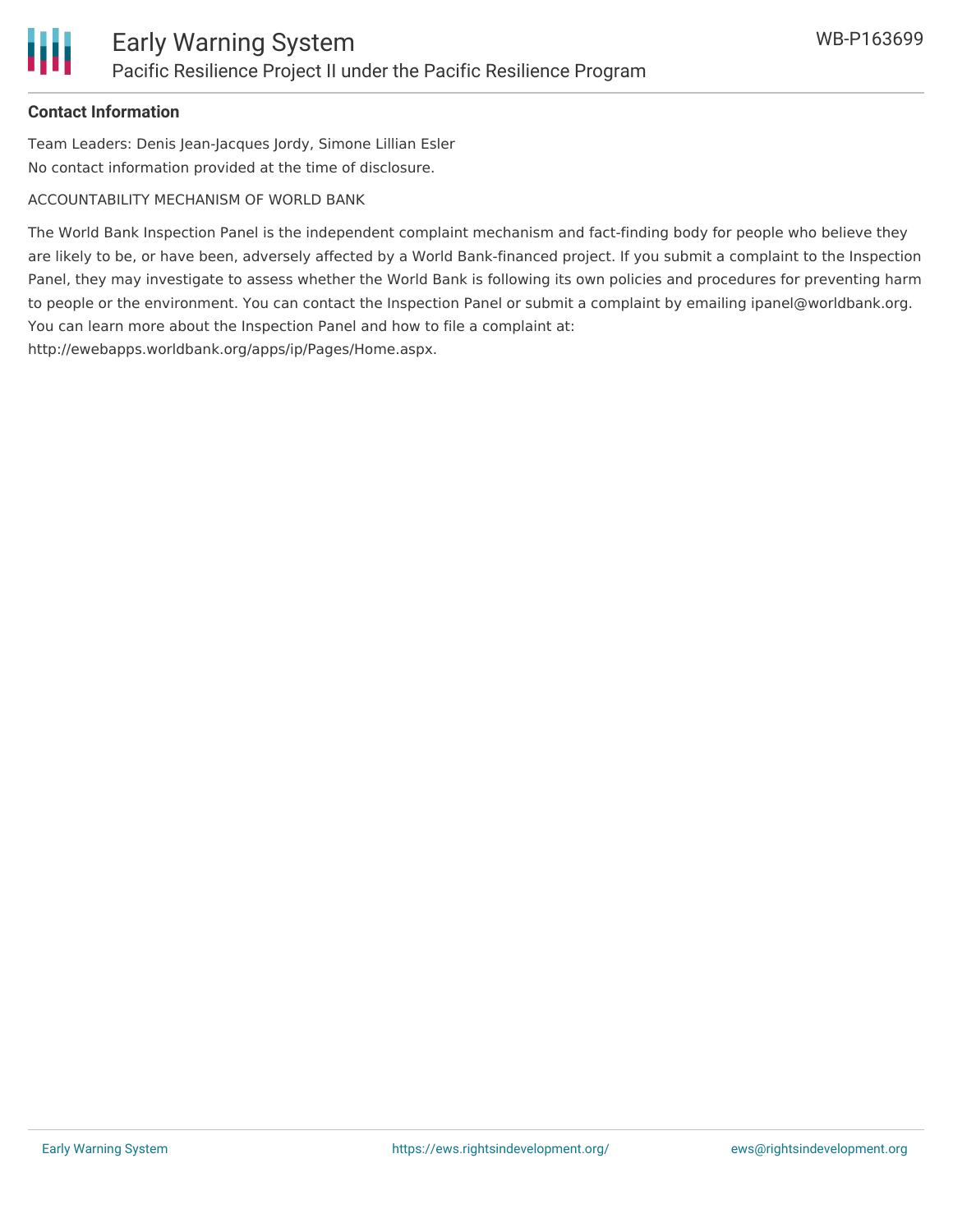**Contact Information**

Team Leaders: Denis Jean-Jacques Jordy, Simone Lillian Esler
No contact information provided at the time of disclosure.

ACCOUNTABILITY MECHANISM OF WORLD BANK

The World Bank Inspection Panel is the independent complaint mechanism and fact-finding body for people who believe they are likely to be, or have been, adversely affected by a World Bank-financed project. If you submit a complaint to the Inspection Panel, they may investigate to assess whether the World Bank is following its own policies and procedures for preventing harm to people or the environment. You can contact the Inspection Panel or submit a complaint by emailing ipanel@worldbank.org. You can learn more about the Inspection Panel and how to file a complaint at: http://ewebapps.worldbank.org/apps/ip/Pages/Home.aspx.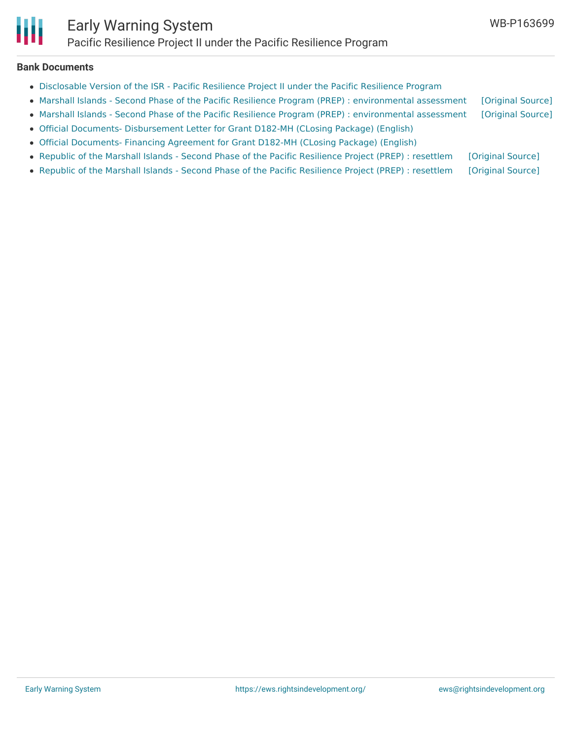**Bank Documents**

- Disclosable Version of the ISR - Pacific Resilience Project II under the Pacific Resilience Program
- Marshall Islands - Second Phase of the Pacific Resilience Program (PREP) : environmental assessment [Original Source]
- Marshall Islands - Second Phase of the Pacific Resilience Program (PREP) : environmental assessment [Original Source]
- Official Documents- Disbursement Letter for Grant D182-MH (CLosing Package) (English)
- Official Documents- Financing Agreement for Grant D182-MH (CLosing Package) (English)
- Republic of the Marshall Islands - Second Phase of the Pacific Resilience Project (PREP) : resettlem [Original Source]
- Republic of the Marshall Islands - Second Phase of the Pacific Resilience Project (PREP) : resettlem [Original Source]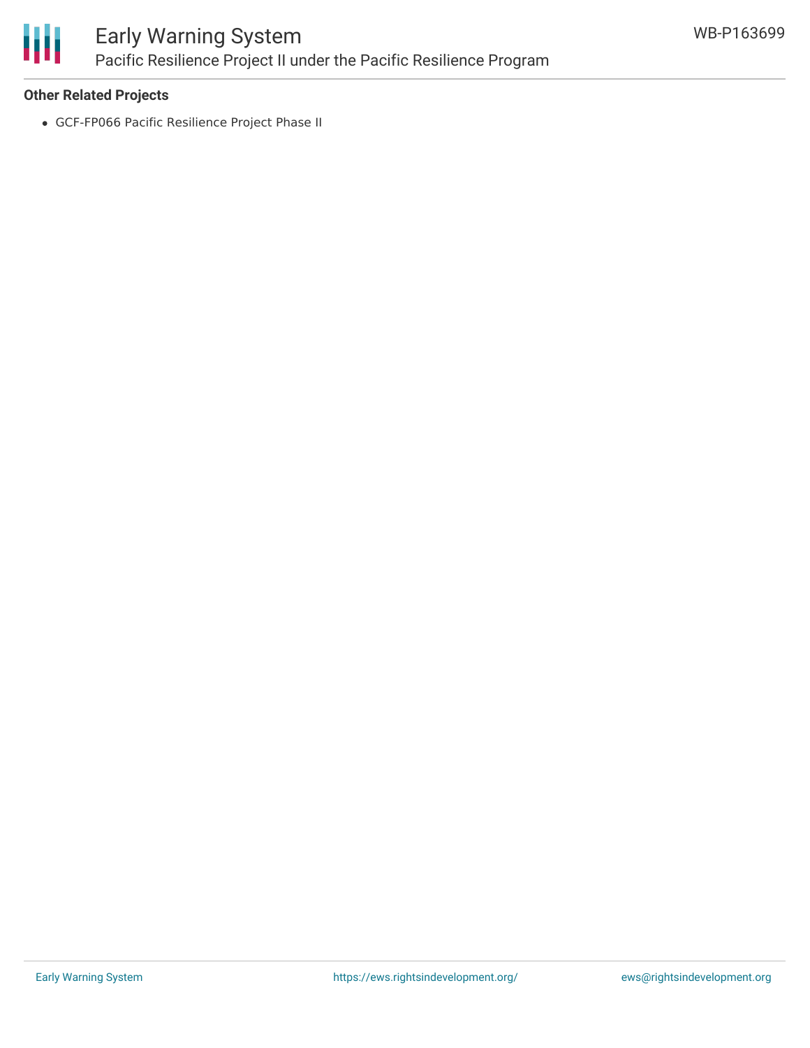**Other Related Projects**

- GCF-FP066 Pacific Resilience Project Phase II